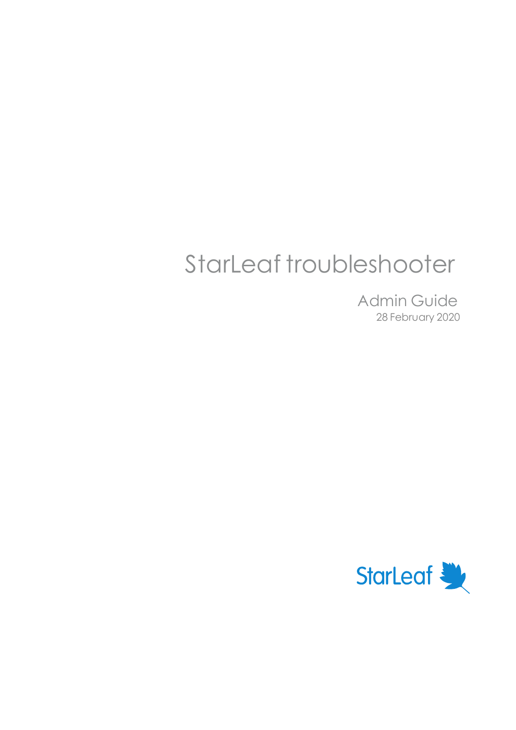# StarLeaf troubleshooter

## Admin Guide

28 February 2020

StarLeaf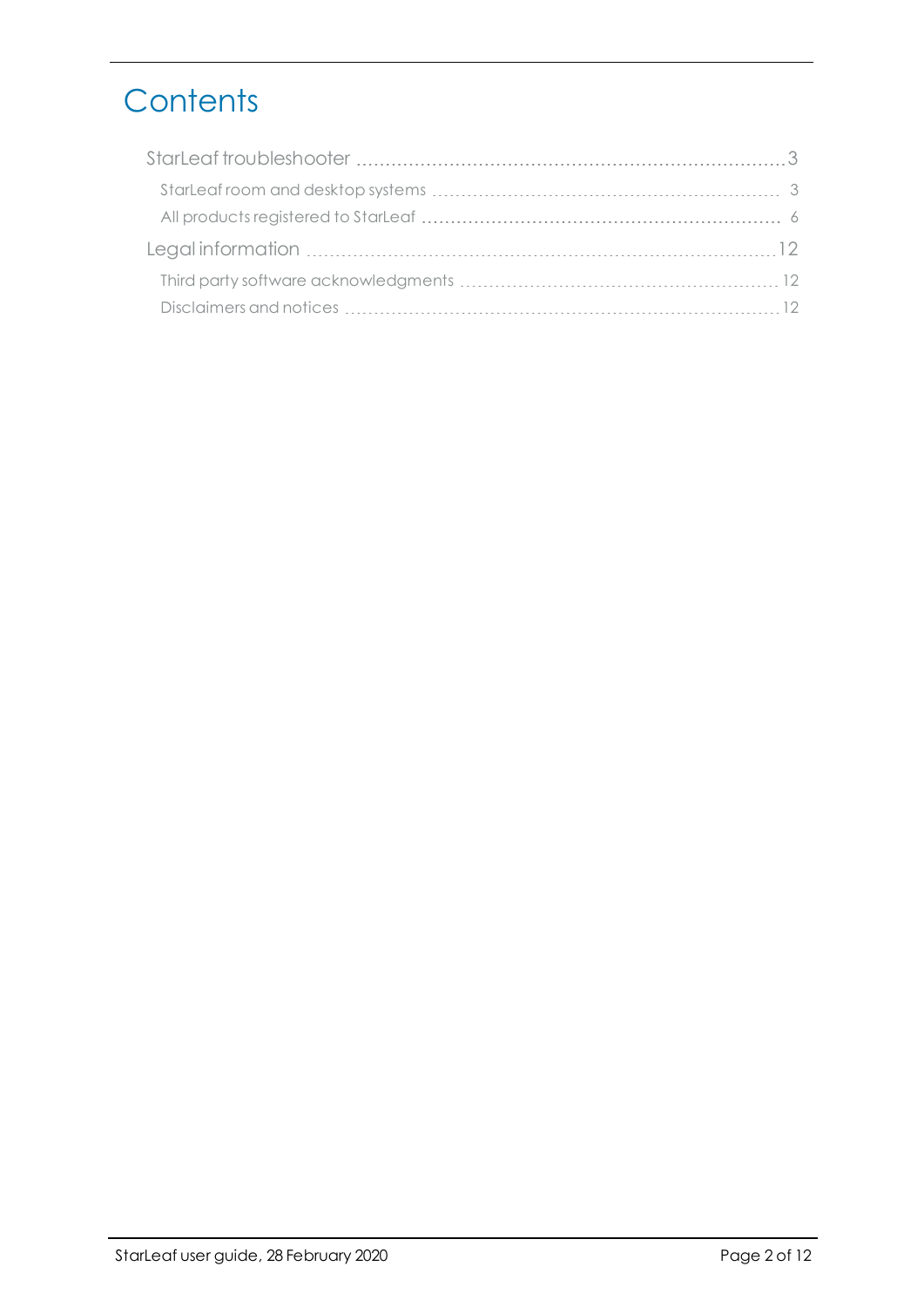# Contents

- StarLeaf troubleshooter ........ 3
  - StarLeaf room and desktop systems ........ 3
  - All products registered to StarLeaf ........ 6
- Legal information ........ 12
  - Third party software acknowledgments ........ 12
  - Disclaimers and notices ........ 12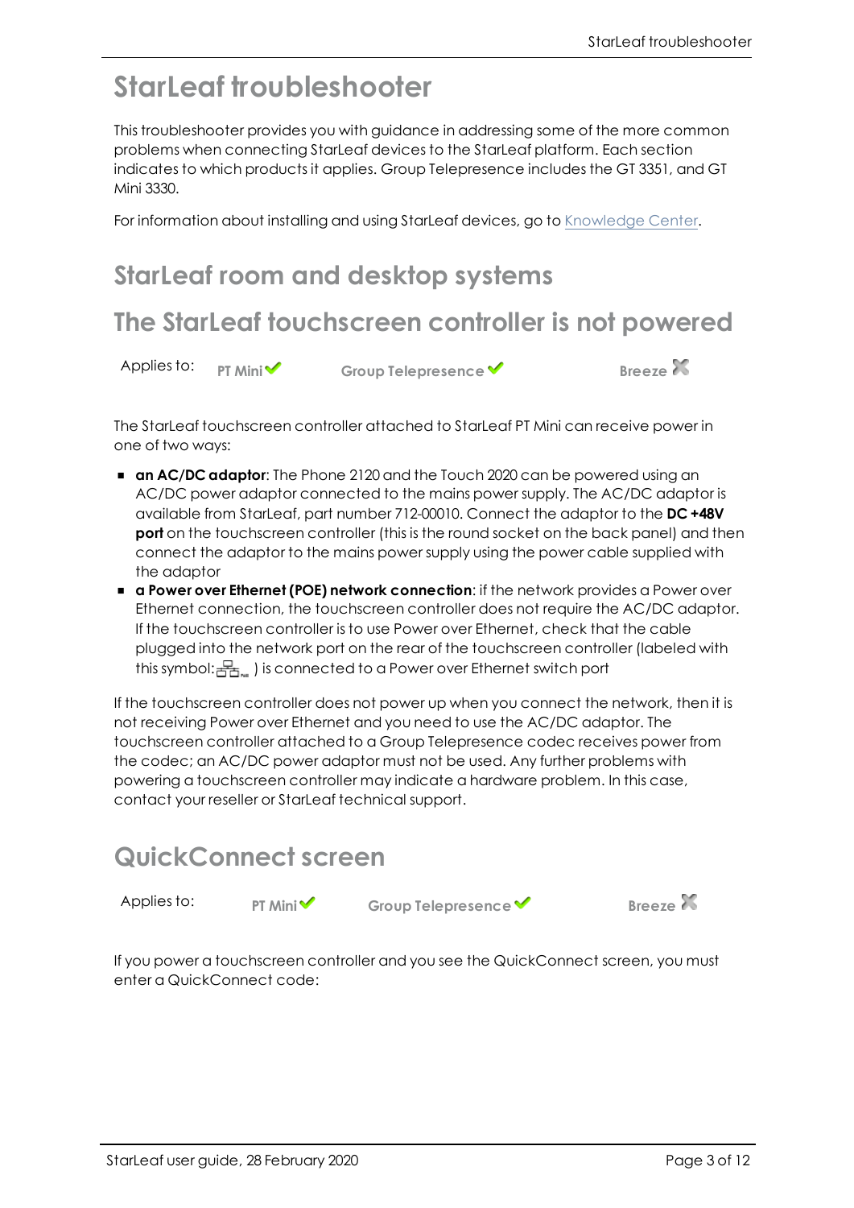# StarLeaf troubleshooter

This troubleshooter provides you with guidance in addressing some of the more common problems when connecting StarLeaf devices to the StarLeaf platform. Each section indicates to which products it applies. Group Telepresence includes the GT 3351, and GT Mini 3330.

For information about installing and using StarLeaf devices, go to Knowledge Center.

## StarLeaf room and desktop systems

## The StarLeaf touchscreen controller is not powered

Applies to: PT Mini ✔ Group Telepresence ✔ Breeze ✖

The StarLeaf touchscreen controller attached to StarLeaf PT Mini can receive power in one of two ways:

- **an AC/DC adaptor**: The Phone 2120 and the Touch 2020 can be powered using an AC/DC power adaptor connected to the mains power supply. The AC/DC adaptor is available from StarLeaf, part number 712-00010. Connect the adaptor to the **DC +48V port** on the touchscreen controller (this is the round socket on the back panel) and then connect the adaptor to the mains power supply using the power cable supplied with the adaptor
- **a Power over Ethernet (POE) network connection**: if the network provides a Power over Ethernet connection, the touchscreen controller does not require the AC/DC adaptor. If the touchscreen controller is to use Power over Ethernet, check that the cable plugged into the network port on the rear of the touchscreen controller (labeled with this symbol: ) is connected to a Power over Ethernet switch port

If the touchscreen controller does not power up when you connect the network, then it is not receiving Power over Ethernet and you need to use the AC/DC adaptor. The touchscreen controller attached to a Group Telepresence codec receives power from the codec; an AC/DC power adaptor must not be used. Any further problems with powering a touchscreen controller may indicate a hardware problem. In this case, contact your reseller or StarLeaf technical support.

## QuickConnect screen

Applies to: PT Mini ✔ Group Telepresence ✔ Breeze ✖

If you power a touchscreen controller and you see the QuickConnect screen, you must enter a QuickConnect code: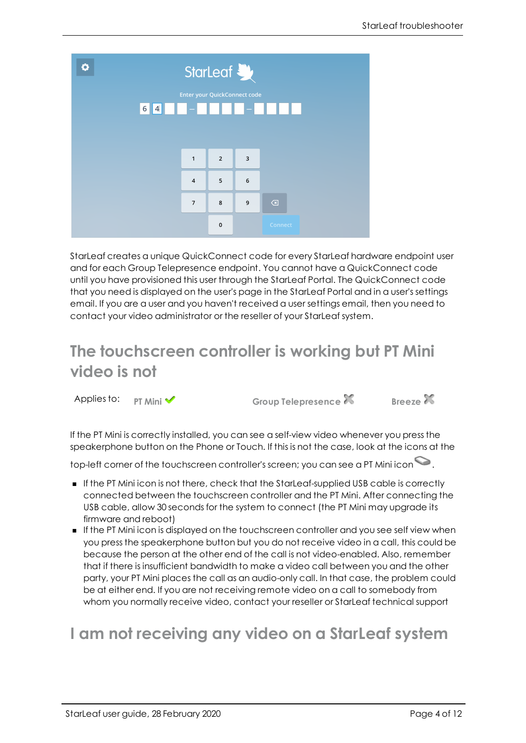StarLeaf creates a unique QuickConnect code for every StarLeaf hardware endpoint user and for each Group Telepresence endpoint. You cannot have a QuickConnect code until you have provisioned this user through the StarLeaf Portal. The QuickConnect code that you need is displayed on the user's page in the StarLeaf Portal and in a user's settings email. If you are a user and you haven't received a user settings email, then you need to contact your video administrator or the reseller of your StarLeaf system.

## The touchscreen controller is working but PT Mini video is not

Applies to: PT Mini ✔ Group Telepresence ✖ Breeze ✖

If the PT Mini is correctly installed, you can see a self-view video whenever you press the speakerphone button on the Phone or Touch. If this is not the case, look at the icons at the top-left corner of the touchscreen controller's screen; you can see a PT Mini icon .

- If the PT Mini icon is not there, check that the StarLeaf-supplied USB cable is correctly connected between the touchscreen controller and the PT Mini. After connecting the USB cable, allow 30 seconds for the system to connect (the PT Mini may upgrade its firmware and reboot)
- If the PT Mini icon is displayed on the touchscreen controller and you see self view when you press the speakerphone button but you do not receive video in a call, this could be because the person at the other end of the call is not video-enabled. Also, remember that if there is insufficient bandwidth to make a video call between you and the other party, your PT Mini places the call as an audio-only call. In that case, the problem could be at either end. If you are not receiving remote video on a call to somebody from whom you normally receive video, contact your reseller or StarLeaf technical support

## I am not receiving any video on a StarLeaf system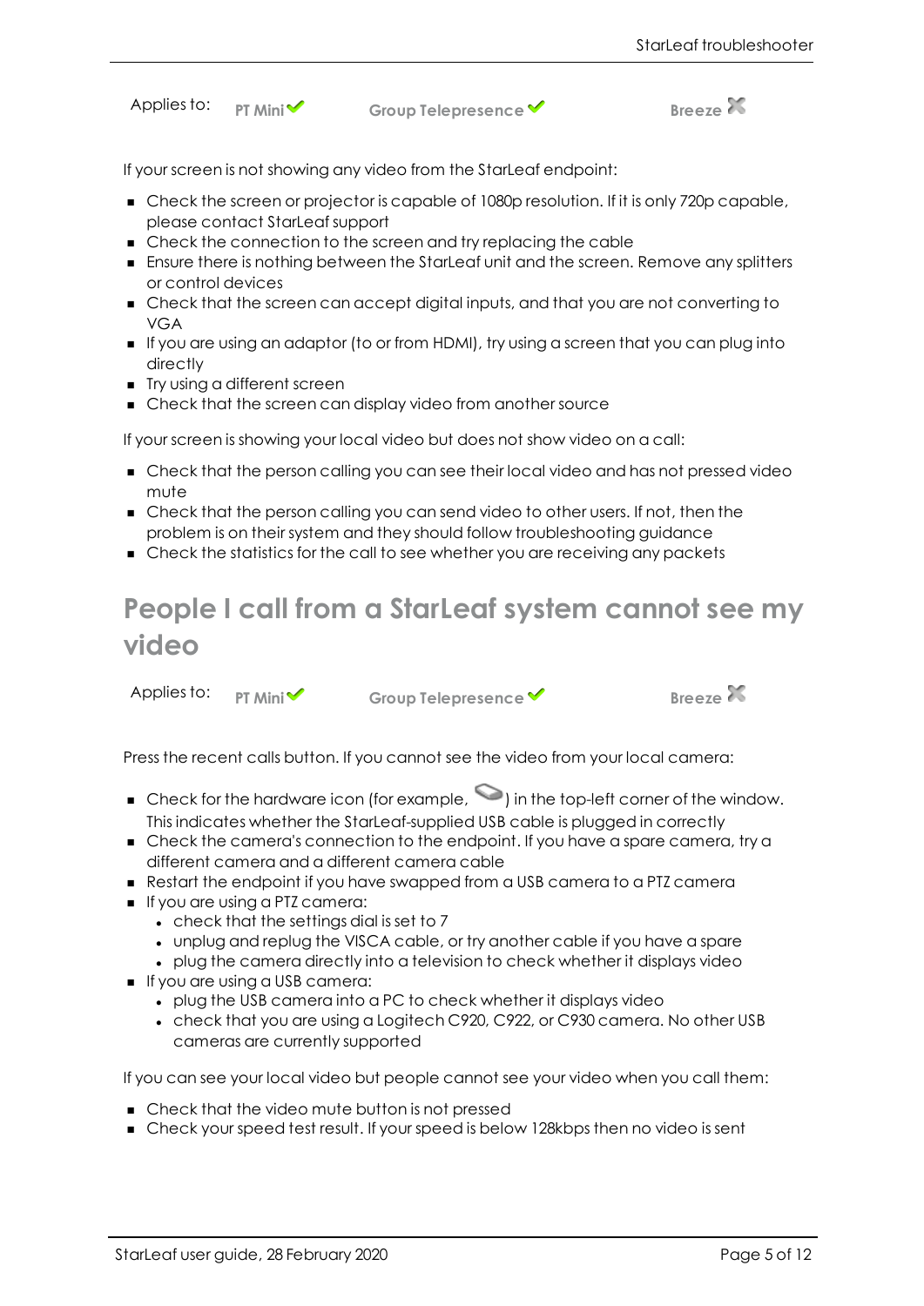Applies to: PT Mini ✔ Group Telepresence ✔ Breeze ✖

If your screen is not showing any video from the StarLeaf endpoint:

- Check the screen or projector is capable of 1080p resolution. If it is only 720p capable, please contact StarLeaf support
- Check the connection to the screen and try replacing the cable
- Ensure there is nothing between the StarLeaf unit and the screen. Remove any splitters or control devices
- Check that the screen can accept digital inputs, and that you are not converting to VGA
- If you are using an adaptor (to or from HDMI), try using a screen that you can plug into directly
- Try using a different screen
- Check that the screen can display video from another source

If your screen is showing your local video but does not show video on a call:

- Check that the person calling you can see their local video and has not pressed video mute
- Check that the person calling you can send video to other users. If not, then the problem is on their system and they should follow troubleshooting guidance
- Check the statistics for the call to see whether you are receiving any packets

## People I call from a StarLeaf system cannot see my video

Applies to: PT Mini ✔ Group Telepresence ✔ Breeze ✖

Press the recent calls button. If you cannot see the video from your local camera:

- Check for the hardware icon (for example, ) in the top-left corner of the window. This indicates whether the StarLeaf-supplied USB cable is plugged in correctly
- Check the camera's connection to the endpoint. If you have a spare camera, try a different camera and a different camera cable
- Restart the endpoint if you have swapped from a USB camera to a PTZ camera
- If you are using a PTZ camera:
  - check that the settings dial is set to 7
  - unplug and replug the VISCA cable, or try another cable if you have a spare
  - plug the camera directly into a television to check whether it displays video
- If you are using a USB camera:
  - plug the USB camera into a PC to check whether it displays video
  - check that you are using a Logitech C920, C922, or C930 camera. No other USB cameras are currently supported

If you can see your local video but people cannot see your video when you call them:

- Check that the video mute button is not pressed
- Check your speed test result. If your speed is below 128kbps then no video is sent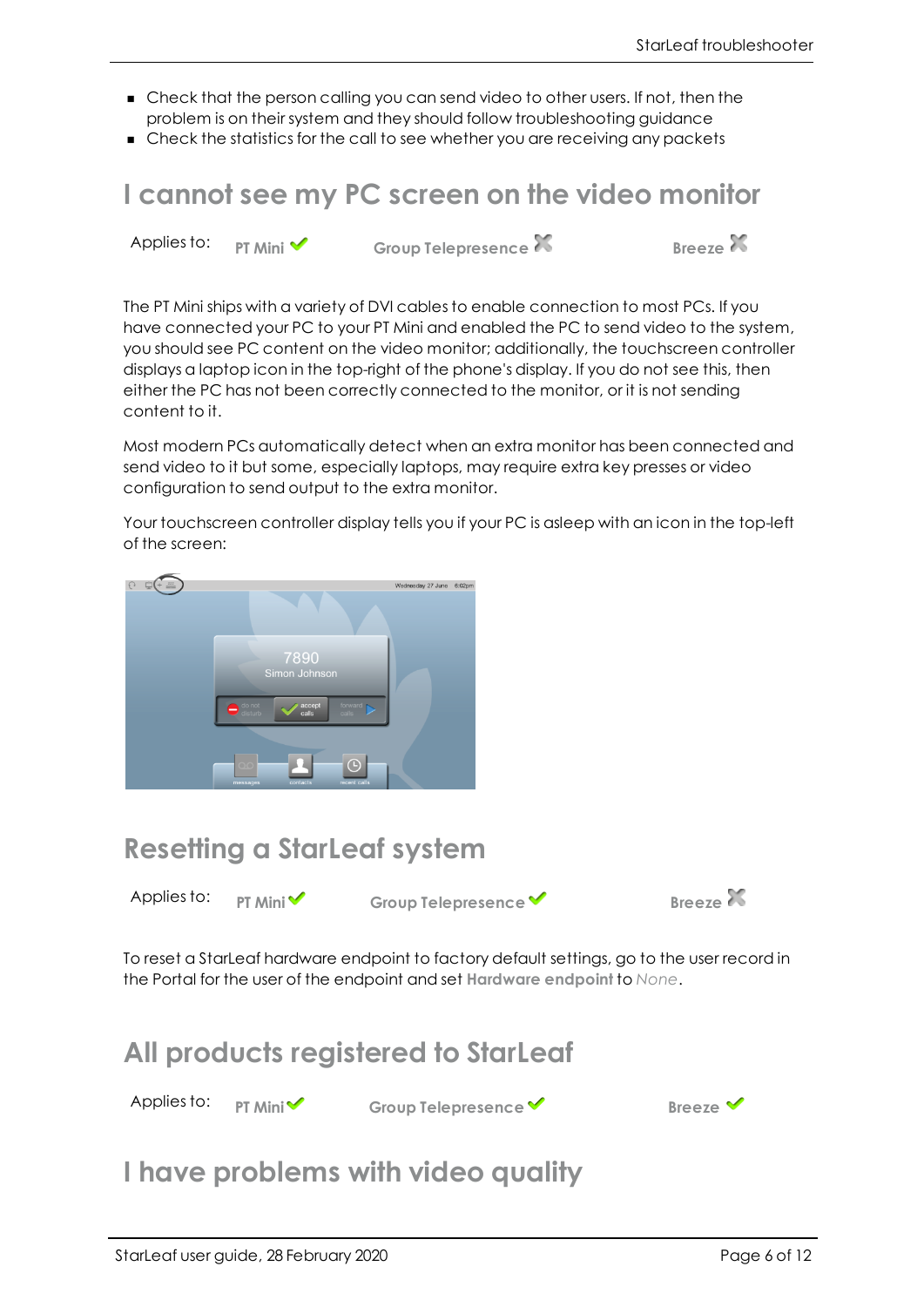- Check that the person calling you can send video to other users. If not, then the problem is on their system and they should follow troubleshooting guidance
- Check the statistics for the call to see whether you are receiving any packets

## I cannot see my PC screen on the video monitor

Applies to: **PT Mini** ✔ **Group Telepresence** ✘ **Breeze** ✘

The PT Mini ships with a variety of DVI cables to enable connection to most PCs. If you have connected your PC to your PT Mini and enabled the PC to send video to the system, you should see PC content on the video monitor; additionally, the touchscreen controller displays a laptop icon in the top-right of the phone's display. If you do not see this, then either the PC has not been correctly connected to the monitor, or it is not sending content to it.

Most modern PCs automatically detect when an extra monitor has been connected and send video to it but some, especially laptops, may require extra key presses or video configuration to send output to the extra monitor.

Your touchscreen controller display tells you if your PC is asleep with an icon in the top-left of the screen:

## Resetting a StarLeaf system

Applies to: **PT Mini** ✔ **Group Telepresence** ✔ **Breeze** ✘

To reset a StarLeaf hardware endpoint to factory default settings, go to the user record in the Portal for the user of the endpoint and set **Hardware endpoint** to *None*.

## All products registered to StarLeaf

Applies to: **PT Mini** ✔ **Group Telepresence** ✔ **Breeze** ✔

## I have problems with video quality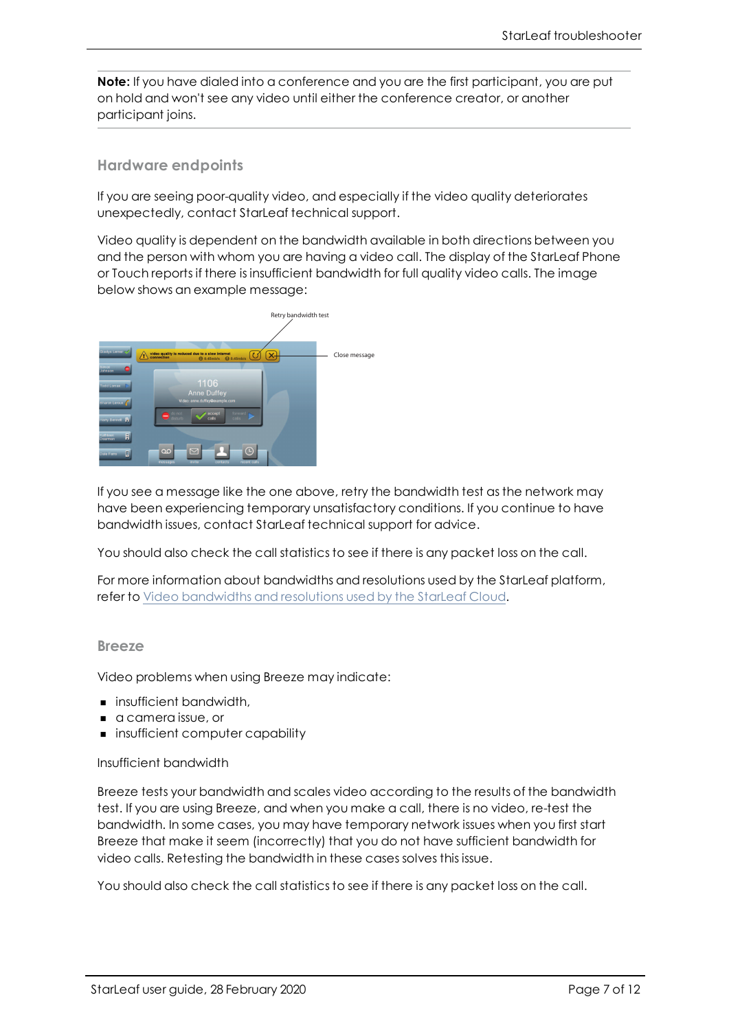**Note:** If you have dialed into a conference and you are the first participant, you are put on hold and won't see any video until either the conference creator, or another participant joins.

### Hardware endpoints

If you are seeing poor-quality video, and especially if the video quality deteriorates unexpectedly, contact StarLeaf technical support.

Video quality is dependent on the bandwidth available in both directions between you and the person with whom you are having a video call. The display of the StarLeaf Phone or Touch reports if there is insufficient bandwidth for full quality video calls. The image below shows an example message:

If you see a message like the one above, retry the bandwidth test as the network may have been experiencing temporary unsatisfactory conditions. If you continue to have bandwidth issues, contact StarLeaf technical support for advice.

You should also check the call statistics to see if there is any packet loss on the call.

For more information about bandwidths and resolutions used by the StarLeaf platform, refer to Video bandwidths and resolutions used by the StarLeaf Cloud.

### Breeze

Video problems when using Breeze may indicate:

- insufficient bandwidth,
- a camera issue, or
- insufficient computer capability

Insufficient bandwidth

Breeze tests your bandwidth and scales video according to the results of the bandwidth test. If you are using Breeze, and when you make a call, there is no video, re-test the bandwidth. In some cases, you may have temporary network issues when you first start Breeze that make it seem (incorrectly) that you do not have sufficient bandwidth for video calls. Retesting the bandwidth in these cases solves this issue.

You should also check the call statistics to see if there is any packet loss on the call.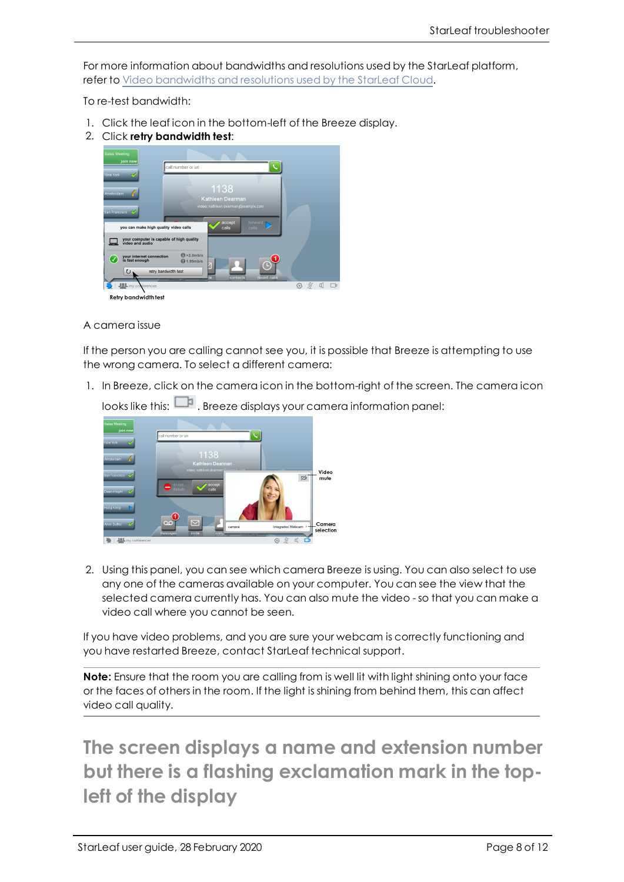For more information about bandwidths and resolutions used by the StarLeaf platform, refer to Video bandwidths and resolutions used by the StarLeaf Cloud.

To re-test bandwidth:

1. Click the leaf icon in the bottom-left of the Breeze display.
2. Click **retry bandwidth test**:

Retry bandwidth test

A camera issue

If the person you are calling cannot see you, it is possible that Breeze is attempting to use the wrong camera. To select a different camera:

1. In Breeze, click on the camera icon in the bottom-right of the screen. The camera icon looks like this: . Breeze displays your camera information panel:

2. Using this panel, you can see which camera Breeze is using. You can also select to use any one of the cameras available on your computer. You can see the view that the selected camera currently has. You can also mute the video - so that you can make a video call where you cannot be seen.

If you have video problems, and you are sure your webcam is correctly functioning and you have restarted Breeze, contact StarLeaf technical support.

**Note:** Ensure that the room you are calling from is well lit with light shining onto your face or the faces of others in the room. If the light is shining from behind them, this can affect video call quality.

## The screen displays a name and extension number but there is a flashing exclamation mark in the top-left of the display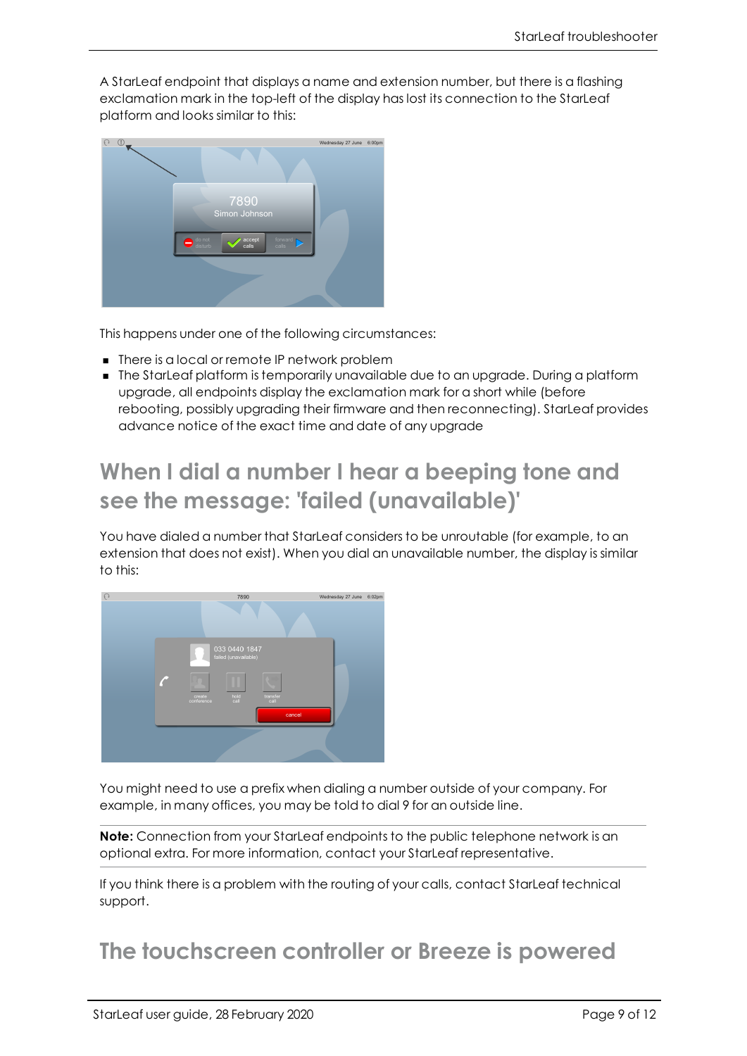A StarLeaf endpoint that displays a name and extension number, but there is a flashing exclamation mark in the top-left of the display has lost its connection to the StarLeaf platform and looks similar to this:

This happens under one of the following circumstances:

- There is a local or remote IP network problem
- The StarLeaf platform is temporarily unavailable due to an upgrade. During a platform upgrade, all endpoints display the exclamation mark for a short while (before rebooting, possibly upgrading their firmware and then reconnecting). StarLeaf provides advance notice of the exact time and date of any upgrade

## When I dial a number I hear a beeping tone and see the message: 'failed (unavailable)'

You have dialed a number that StarLeaf considers to be unroutable (for example, to an extension that does not exist). When you dial an unavailable number, the display is similar to this:

You might need to use a prefix when dialing a number outside of your company. For example, in many offices, you may be told to dial 9 for an outside line.

**Note:** Connection from your StarLeaf endpoints to the public telephone network is an optional extra. For more information, contact your StarLeaf representative.

If you think there is a problem with the routing of your calls, contact StarLeaf technical support.

## The touchscreen controller or Breeze is powered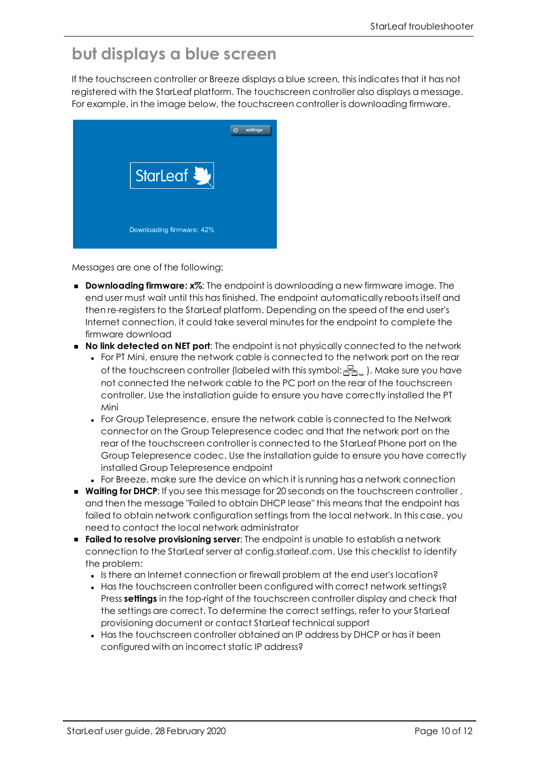## but displays a blue screen

If the touchscreen controller or Breeze displays a blue screen, this indicates that it has not registered with the StarLeaf platform. The touchscreen controller also displays a message. For example, in the image below, the touchscreen controller is downloading firmware.

Messages are one of the following:

- **Downloading firmware: x%**: The endpoint is downloading a new firmware image. The end user must wait until this has finished. The endpoint automatically reboots itself and then re-registers to the StarLeaf platform. Depending on the speed of the end user's Internet connection, it could take several minutes for the endpoint to complete the firmware download
- **No link detected on NET port**: The endpoint is not physically connected to the network
  - For PT Mini, ensure the network cable is connected to the network port on the rear of the touchscreen controller (labeled with this symbol: ). Make sure you have not connected the network cable to the PC port on the rear of the touchscreen controller. Use the installation guide to ensure you have correctly installed the PT Mini
  - For Group Telepresence, ensure the network cable is connected to the Network connector on the Group Telepresence codec and that the network port on the rear of the touchscreen controller is connected to the StarLeaf Phone port on the Group Telepresence codec. Use the installation guide to ensure you have correctly installed Group Telepresence endpoint
  - For Breeze, make sure the device on which it is running has a network connection
- **Waiting for DHCP**: If you see this message for 20 seconds on the touchscreen controller , and then the message "Failed to obtain DHCP lease" this means that the endpoint has failed to obtain network configuration settings from the local network. In this case, you need to contact the local network administrator
- **Failed to resolve provisioning server**: The endpoint is unable to establish a network connection to the StarLeaf server at config.starleaf.com. Use this checklist to identify the problem:
  - Is there an Internet connection or firewall problem at the end user's location?
  - Has the touchscreen controller been configured with correct network settings? Press **settings** in the top-right of the touchscreen controller display and check that the settings are correct. To determine the correct settings, refer to your StarLeaf provisioning document or contact StarLeaf technical support
  - Has the touchscreen controller obtained an IP address by DHCP or has it been configured with an incorrect static IP address?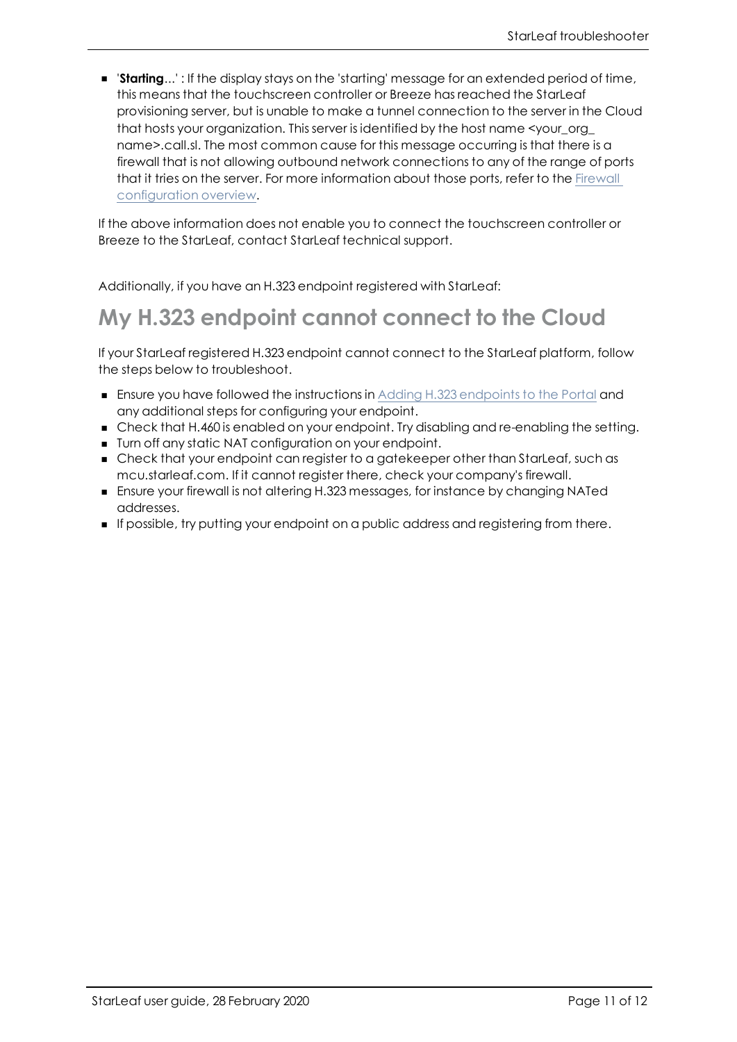- '**Starting**...' : If the display stays on the 'starting' message for an extended period of time, this means that the touchscreen controller or Breeze has reached the StarLeaf provisioning server, but is unable to make a tunnel connection to the server in the Cloud that hosts your organization. This server is identified by the host name <your_org_name>.call.sl. The most common cause for this message occurring is that there is a firewall that is not allowing outbound network connections to any of the range of ports that it tries on the server. For more information about those ports, refer to the Firewall configuration overview.

If the above information does not enable you to connect the touchscreen controller or Breeze to the StarLeaf, contact StarLeaf technical support.

Additionally, if you have an H.323 endpoint registered with StarLeaf:

# My H.323 endpoint cannot connect to the Cloud

If your StarLeaf registered H.323 endpoint cannot connect to the StarLeaf platform, follow the steps below to troubleshoot.

- Ensure you have followed the instructions in Adding H.323 endpoints to the Portal and any additional steps for configuring your endpoint.
- Check that H.460 is enabled on your endpoint. Try disabling and re-enabling the setting.
- Turn off any static NAT configuration on your endpoint.
- Check that your endpoint can register to a gatekeeper other than StarLeaf, such as mcu.starleaf.com. If it cannot register there, check your company's firewall.
- Ensure your firewall is not altering H.323 messages, for instance by changing NATed addresses.
- If possible, try putting your endpoint on a public address and registering from there.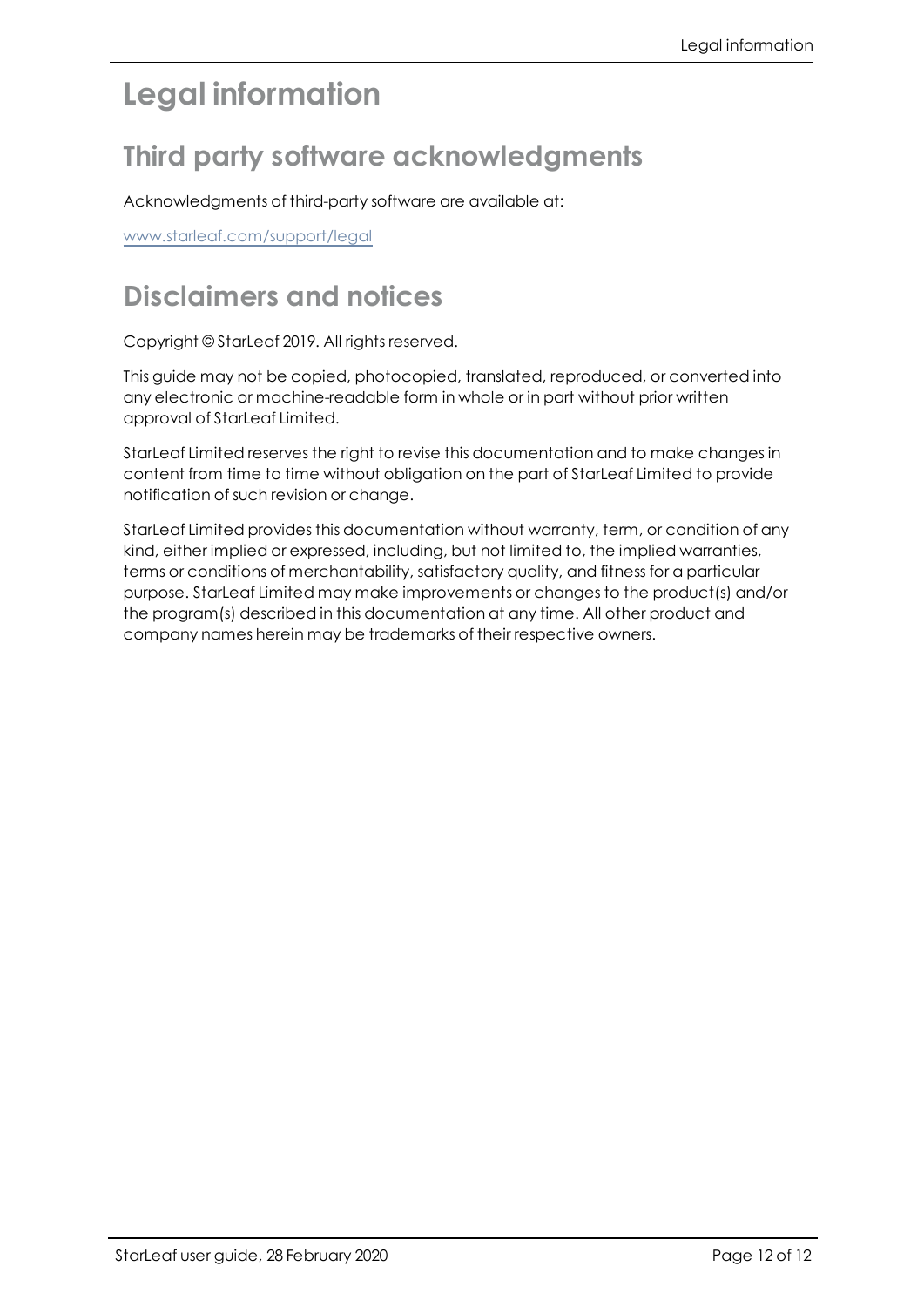# Legal information

## Third party software acknowledgments

Acknowledgments of third-party software are available at:

[www.starleaf.com/support/legal](http://www.starleaf.com/support/legal)

## Disclaimers and notices

Copyright © StarLeaf 2019. All rights reserved.

This guide may not be copied, photocopied, translated, reproduced, or converted into any electronic or machine-readable form in whole or in part without prior written approval of StarLeaf Limited.

StarLeaf Limited reserves the right to revise this documentation and to make changes in content from time to time without obligation on the part of StarLeaf Limited to provide notification of such revision or change.

StarLeaf Limited provides this documentation without warranty, term, or condition of any kind, either implied or expressed, including, but not limited to, the implied warranties, terms or conditions of merchantability, satisfactory quality, and fitness for a particular purpose. StarLeaf Limited may make improvements or changes to the product(s) and/or the program(s) described in this documentation at any time. All other product and company names herein may be trademarks of their respective owners.